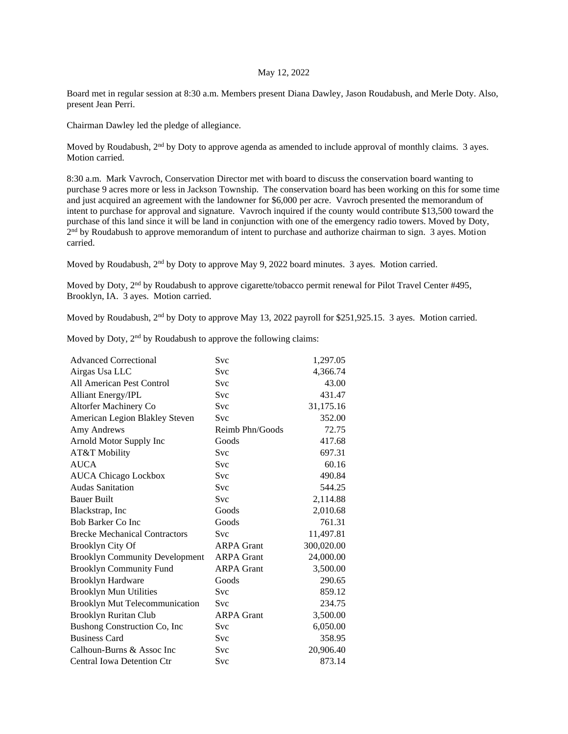May 12, 2022

Board met in regular session at 8:30 a.m. Members present Diana Dawley, Jason Roudabush, and Merle Doty. Also, present Jean Perri.

Chairman Dawley led the pledge of allegiance.

Moved by Roudabush, 2nd by Doty to approve agenda as amended to include approval of monthly claims. 3 ayes. Motion carried.

8:30 a.m. Mark Vavroch, Conservation Director met with board to discuss the conservation board wanting to purchase 9 acres more or less in Jackson Township. The conservation board has been working on this for some time and just acquired an agreement with the landowner for $6,000 per acre. Vavroch presented the memorandum of intent to purchase for approval and signature. Vavroch inquired if the county would contribute $13,500 toward the purchase of this land since it will be land in conjunction with one of the emergency radio towers. Moved by Doty, 2nd by Roudabush to approve memorandum of intent to purchase and authorize chairman to sign. 3 ayes. Motion carried.

Moved by Roudabush, 2nd by Doty to approve May 9, 2022 board minutes. 3 ayes. Motion carried.

Moved by Doty, 2nd by Roudabush to approve cigarette/tobacco permit renewal for Pilot Travel Center #495, Brooklyn, IA. 3 ayes. Motion carried.

Moved by Roudabush, 2nd by Doty to approve May 13, 2022 payroll for $251,925.15. 3 ayes. Motion carried.

Moved by Doty, 2nd by Roudabush to approve the following claims:

| | | |
|---|---|---|
| Advanced Correctional | Svc | 1,297.05 |
| Airgas Usa LLC | Svc | 4,366.74 |
| All American Pest Control | Svc | 43.00 |
| Alliant Energy/IPL | Svc | 431.47 |
| Altorfer Machinery Co | Svc | 31,175.16 |
| American Legion Blakley Steven | Svc | 352.00 |
| Amy Andrews | Reimb Phn/Goods | 72.75 |
| Arnold Motor Supply Inc | Goods | 417.68 |
| AT&T Mobility | Svc | 697.31 |
| AUCA | Svc | 60.16 |
| AUCA Chicago Lockbox | Svc | 490.84 |
| Audas Sanitation | Svc | 544.25 |
| Bauer Built | Svc | 2,114.88 |
| Blackstrap, Inc | Goods | 2,010.68 |
| Bob Barker Co Inc | Goods | 761.31 |
| Brecke Mechanical Contractors | Svc | 11,497.81 |
| Brooklyn City Of | ARPA Grant | 300,020.00 |
| Brooklyn Community Development | ARPA Grant | 24,000.00 |
| Brooklyn Community Fund | ARPA Grant | 3,500.00 |
| Brooklyn Hardware | Goods | 290.65 |
| Brooklyn Mun Utilities | Svc | 859.12 |
| Brooklyn Mut Telecommunication | Svc | 234.75 |
| Brooklyn Ruritan Club | ARPA Grant | 3,500.00 |
| Bushong Construction Co, Inc | Svc | 6,050.00 |
| Business Card | Svc | 358.95 |
| Calhoun-Burns & Assoc Inc | Svc | 20,906.40 |
| Central Iowa Detention Ctr | Svc | 873.14 |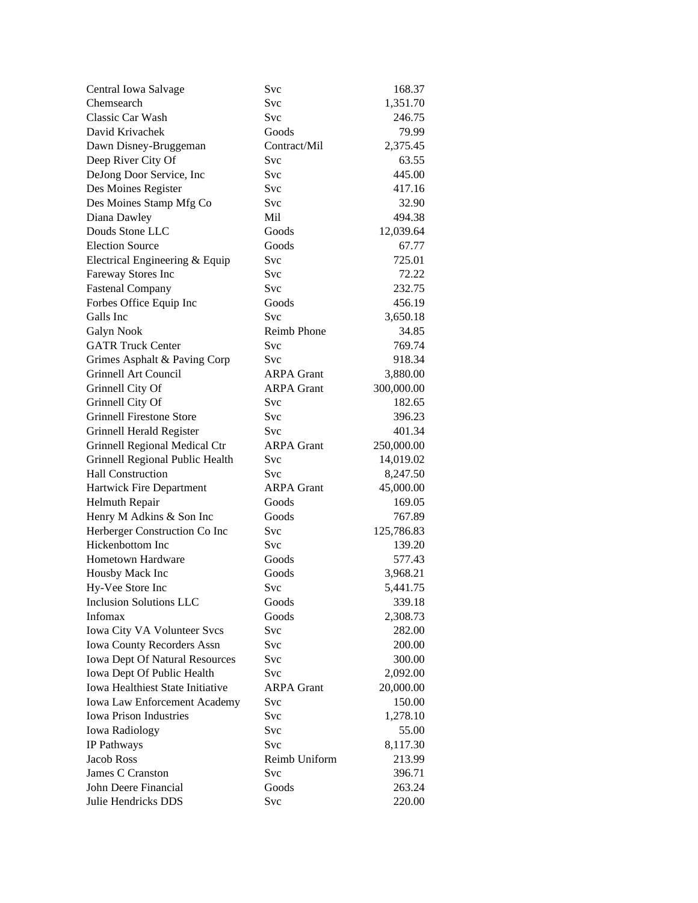| | | |
|---|---|---|
| Central Iowa Salvage | Svc | 168.37 |
| Chemsearch | Svc | 1,351.70 |
| Classic Car Wash | Svc | 246.75 |
| David Krivachek | Goods | 79.99 |
| Dawn Disney-Bruggeman | Contract/Mil | 2,375.45 |
| Deep River City Of | Svc | 63.55 |
| DeJong Door Service, Inc | Svc | 445.00 |
| Des Moines Register | Svc | 417.16 |
| Des Moines Stamp Mfg Co | Svc | 32.90 |
| Diana Dawley | Mil | 494.38 |
| Douds Stone LLC | Goods | 12,039.64 |
| Election Source | Goods | 67.77 |
| Electrical Engineering & Equip | Svc | 725.01 |
| Fareway Stores Inc | Svc | 72.22 |
| Fastenal Company | Svc | 232.75 |
| Forbes Office Equip Inc | Goods | 456.19 |
| Galls Inc | Svc | 3,650.18 |
| Galyn Nook | Reimb Phone | 34.85 |
| GATR Truck Center | Svc | 769.74 |
| Grimes Asphalt & Paving Corp | Svc | 918.34 |
| Grinnell Art Council | ARPA Grant | 3,880.00 |
| Grinnell City Of | ARPA Grant | 300,000.00 |
| Grinnell City Of | Svc | 182.65 |
| Grinnell Firestone Store | Svc | 396.23 |
| Grinnell Herald Register | Svc | 401.34 |
| Grinnell Regional Medical Ctr | ARPA Grant | 250,000.00 |
| Grinnell Regional Public Health | Svc | 14,019.02 |
| Hall Construction | Svc | 8,247.50 |
| Hartwick Fire Department | ARPA Grant | 45,000.00 |
| Helmuth Repair | Goods | 169.05 |
| Henry M Adkins & Son Inc | Goods | 767.89 |
| Herberger Construction Co Inc | Svc | 125,786.83 |
| Hickenbottom Inc | Svc | 139.20 |
| Hometown Hardware | Goods | 577.43 |
| Housby Mack Inc | Goods | 3,968.21 |
| Hy-Vee Store Inc | Svc | 5,441.75 |
| Inclusion Solutions LLC | Goods | 339.18 |
| Infomax | Goods | 2,308.73 |
| Iowa City VA Volunteer Svcs | Svc | 282.00 |
| Iowa County Recorders Assn | Svc | 200.00 |
| Iowa Dept Of Natural Resources | Svc | 300.00 |
| Iowa Dept Of Public Health | Svc | 2,092.00 |
| Iowa Healthiest State Initiative | ARPA Grant | 20,000.00 |
| Iowa Law Enforcement Academy | Svc | 150.00 |
| Iowa Prison Industries | Svc | 1,278.10 |
| Iowa Radiology | Svc | 55.00 |
| IP Pathways | Svc | 8,117.30 |
| Jacob Ross | Reimb Uniform | 213.99 |
| James C Cranston | Svc | 396.71 |
| John Deere Financial | Goods | 263.24 |
| Julie Hendricks DDS | Svc | 220.00 |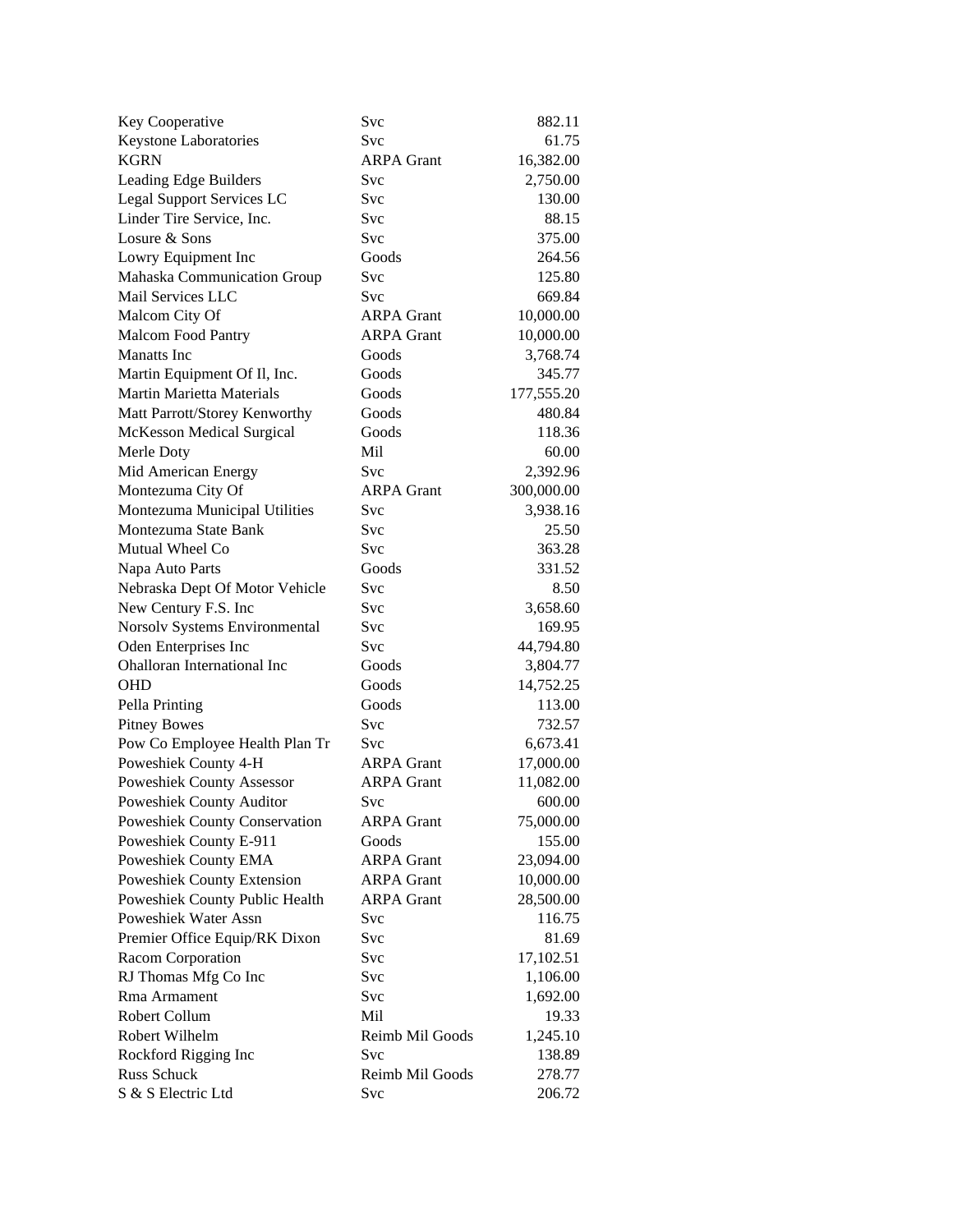| | | |
|---|---|---|
| Key Cooperative | Svc | 882.11 |
| Keystone Laboratories | Svc | 61.75 |
| KGRN | ARPA Grant | 16,382.00 |
| Leading Edge Builders | Svc | 2,750.00 |
| Legal Support Services LC | Svc | 130.00 |
| Linder Tire Service, Inc. | Svc | 88.15 |
| Losure & Sons | Svc | 375.00 |
| Lowry Equipment Inc | Goods | 264.56 |
| Mahaska Communication Group | Svc | 125.80 |
| Mail Services LLC | Svc | 669.84 |
| Malcom City Of | ARPA Grant | 10,000.00 |
| Malcom Food Pantry | ARPA Grant | 10,000.00 |
| Manatts Inc | Goods | 3,768.74 |
| Martin Equipment Of Il, Inc. | Goods | 345.77 |
| Martin Marietta Materials | Goods | 177,555.20 |
| Matt Parrott/Storey Kenworthy | Goods | 480.84 |
| McKesson Medical Surgical | Goods | 118.36 |
| Merle Doty | Mil | 60.00 |
| Mid American Energy | Svc | 2,392.96 |
| Montezuma City Of | ARPA Grant | 300,000.00 |
| Montezuma Municipal Utilities | Svc | 3,938.16 |
| Montezuma State Bank | Svc | 25.50 |
| Mutual Wheel Co | Svc | 363.28 |
| Napa Auto Parts | Goods | 331.52 |
| Nebraska Dept Of Motor Vehicle | Svc | 8.50 |
| New Century F.S. Inc | Svc | 3,658.60 |
| Norsolv Systems Environmental | Svc | 169.95 |
| Oden Enterprises Inc | Svc | 44,794.80 |
| Ohalloran International Inc | Goods | 3,804.77 |
| OHD | Goods | 14,752.25 |
| Pella Printing | Goods | 113.00 |
| Pitney Bowes | Svc | 732.57 |
| Pow Co Employee Health Plan Tr | Svc | 6,673.41 |
| Poweshiek County 4-H | ARPA Grant | 17,000.00 |
| Poweshiek County Assessor | ARPA Grant | 11,082.00 |
| Poweshiek County Auditor | Svc | 600.00 |
| Poweshiek County Conservation | ARPA Grant | 75,000.00 |
| Poweshiek County E-911 | Goods | 155.00 |
| Poweshiek County EMA | ARPA Grant | 23,094.00 |
| Poweshiek County Extension | ARPA Grant | 10,000.00 |
| Poweshiek County Public Health | ARPA Grant | 28,500.00 |
| Poweshiek Water Assn | Svc | 116.75 |
| Premier Office Equip/RK Dixon | Svc | 81.69 |
| Racom Corporation | Svc | 17,102.51 |
| RJ Thomas Mfg Co Inc | Svc | 1,106.00 |
| Rma Armament | Svc | 1,692.00 |
| Robert Collum | Mil | 19.33 |
| Robert Wilhelm | Reimb Mil Goods | 1,245.10 |
| Rockford Rigging Inc | Svc | 138.89 |
| Russ Schuck | Reimb Mil Goods | 278.77 |
| S & S Electric Ltd | Svc | 206.72 |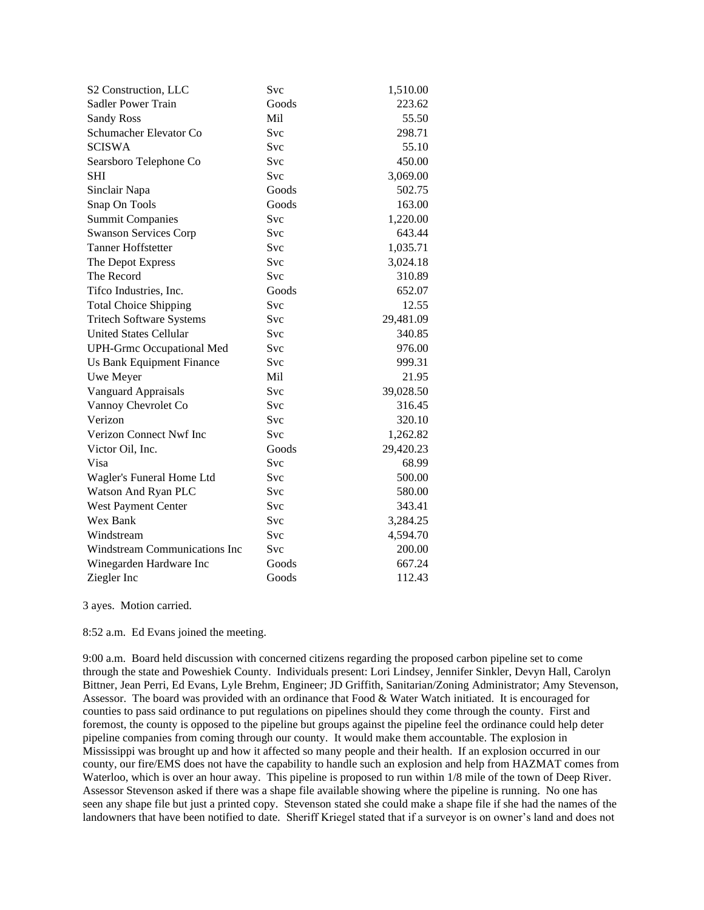| | | |
|---|---|---|
| S2 Construction, LLC | Svc | 1,510.00 |
| Sadler Power Train | Goods | 223.62 |
| Sandy Ross | Mil | 55.50 |
| Schumacher Elevator Co | Svc | 298.71 |
| SCISWA | Svc | 55.10 |
| Searsboro Telephone Co | Svc | 450.00 |
| SHI | Svc | 3,069.00 |
| Sinclair Napa | Goods | 502.75 |
| Snap On Tools | Goods | 163.00 |
| Summit Companies | Svc | 1,220.00 |
| Swanson Services Corp | Svc | 643.44 |
| Tanner Hoffstetter | Svc | 1,035.71 |
| The Depot Express | Svc | 3,024.18 |
| The Record | Svc | 310.89 |
| Tifco Industries, Inc. | Goods | 652.07 |
| Total Choice Shipping | Svc | 12.55 |
| Tritech Software Systems | Svc | 29,481.09 |
| United States Cellular | Svc | 340.85 |
| UPH-Grmc Occupational Med | Svc | 976.00 |
| Us Bank Equipment Finance | Svc | 999.31 |
| Uwe Meyer | Mil | 21.95 |
| Vanguard Appraisals | Svc | 39,028.50 |
| Vannoy Chevrolet Co | Svc | 316.45 |
| Verizon | Svc | 320.10 |
| Verizon Connect Nwf Inc | Svc | 1,262.82 |
| Victor Oil, Inc. | Goods | 29,420.23 |
| Visa | Svc | 68.99 |
| Wagler's Funeral Home Ltd | Svc | 500.00 |
| Watson And Ryan PLC | Svc | 580.00 |
| West Payment Center | Svc | 343.41 |
| Wex Bank | Svc | 3,284.25 |
| Windstream | Svc | 4,594.70 |
| Windstream Communications Inc | Svc | 200.00 |
| Winegarden Hardware Inc | Goods | 667.24 |
| Ziegler Inc | Goods | 112.43 |

3 ayes. Motion carried.

8:52 a.m. Ed Evans joined the meeting.

9:00 a.m. Board held discussion with concerned citizens regarding the proposed carbon pipeline set to come through the state and Poweshiek County. Individuals present: Lori Lindsey, Jennifer Sinkler, Devyn Hall, Carolyn Bittner, Jean Perri, Ed Evans, Lyle Brehm, Engineer; JD Griffith, Sanitarian/Zoning Administrator; Amy Stevenson, Assessor. The board was provided with an ordinance that Food & Water Watch initiated. It is encouraged for counties to pass said ordinance to put regulations on pipelines should they come through the county. First and foremost, the county is opposed to the pipeline but groups against the pipeline feel the ordinance could help deter pipeline companies from coming through our county. It would make them accountable. The explosion in Mississippi was brought up and how it affected so many people and their health. If an explosion occurred in our county, our fire/EMS does not have the capability to handle such an explosion and help from HAZMAT comes from Waterloo, which is over an hour away. This pipeline is proposed to run within 1/8 mile of the town of Deep River. Assessor Stevenson asked if there was a shape file available showing where the pipeline is running. No one has seen any shape file but just a printed copy. Stevenson stated she could make a shape file if she had the names of the landowners that have been notified to date. Sheriff Kriegel stated that if a surveyor is on owner's land and does not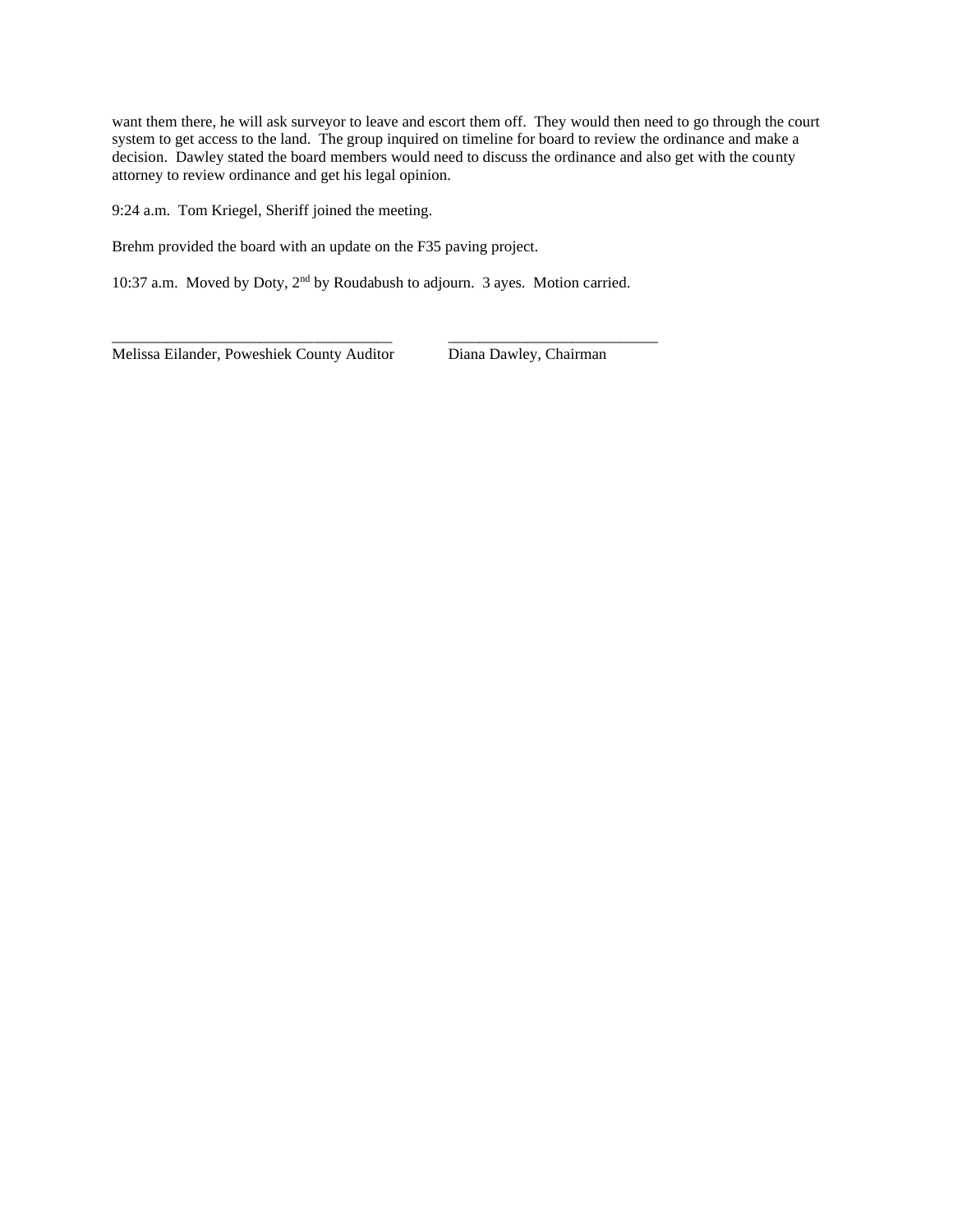want them there, he will ask surveyor to leave and escort them off. They would then need to go through the court system to get access to the land. The group inquired on timeline for board to review the ordinance and make a decision. Dawley stated the board members would need to discuss the ordinance and also get with the county attorney to review ordinance and get his legal opinion.

9:24 a.m. Tom Kriegel, Sheriff joined the meeting.

Brehm provided the board with an update on the F35 paving project.

10:37 a.m. Moved by Doty, 2nd by Roudabush to adjourn. 3 ayes. Motion carried.

\_\_\_\_\_\_\_\_\_\_\_\_\_\_\_\_\_\_\_\_\_\_\_\_\_\_\_\_\_\_\_\_\_\_\_\_ \_\_\_\_\_\_\_\_\_\_\_\_\_\_\_\_\_\_\_\_\_\_\_\_\_\_\_

Melissa Eilander, Poweshiek County Auditor Diana Dawley, Chairman